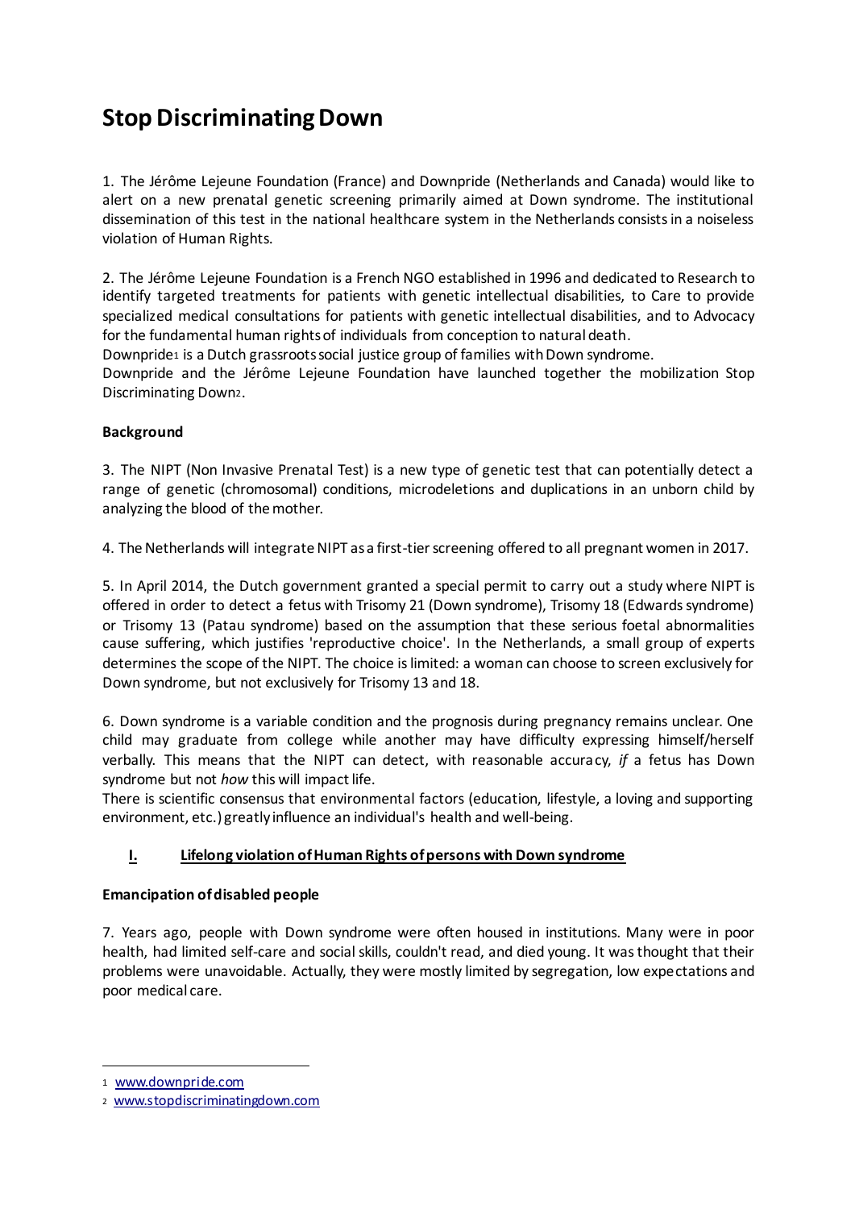# Stop Discriminating Down

1. The Jérôme Lejeune Foundation (France) and Downpride (Netherlands and Canada) would like to alert on a new prenatal genetic screening primarily aimed at Down syndrome. The institutional dissemination of this test in the national healthcare system in the Netherlands consists in a noiseless violation of Human Rights.

2. The Jérôme Lejeune Foundation is a French NGO established in 1996 and dedicated to Research to identify targeted treatments for patients with genetic intellectual disabilities, to Care to provide specialized medical consultations for patients with genetic intellectual disabilities, and to Advocacy for the fundamental human rights of individuals from conception to natural death.
Downpride[1] is a Dutch grassroots social justice group of families with Down syndrome.
Downpride and the Jérôme Lejeune Foundation have launched together the mobilization Stop Discriminating Down[2].

**Background**

3. The NIPT (Non Invasive Prenatal Test) is a new type of genetic test that can potentially detect a range of genetic (chromosomal) conditions, microdeletions and duplications in an unborn child by analyzing the blood of the mother.

4. The Netherlands will integrate NIPT as a first-tier screening offered to all pregnant women in 2017.

5. In April 2014, the Dutch government granted a special permit to carry out a study where NIPT is offered in order to detect a fetus with Trisomy 21 (Down syndrome), Trisomy 18 (Edwards syndrome) or Trisomy 13 (Patau syndrome) based on the assumption that these serious foetal abnormalities cause suffering, which justifies 'reproductive choice'. In the Netherlands, a small group of experts determines the scope of the NIPT. The choice is limited: a woman can choose to screen exclusively for Down syndrome, but not exclusively for Trisomy 13 and 18.

6. Down syndrome is a variable condition and the prognosis during pregnancy remains unclear. One child may graduate from college while another may have difficulty expressing himself/herself verbally. This means that the NIPT can detect, with reasonable accuracy, *if* a fetus has Down syndrome but not *how* this will impact life.
There is scientific consensus that environmental factors (education, lifestyle, a loving and supporting environment, etc.) greatly influence an individual's health and well-being.

## I. Lifelong violation of Human Rights of persons with Down syndrome

**Emancipation of disabled people**

7. Years ago, people with Down syndrome were often housed in institutions. Many were in poor health, had limited self-care and social skills, couldn't read, and died young. It was thought that their problems were unavoidable. Actually, they were mostly limited by segregation, low expectations and poor medical care.

---

[1] www.downpride.com

[2] www.stopdiscriminatingdown.com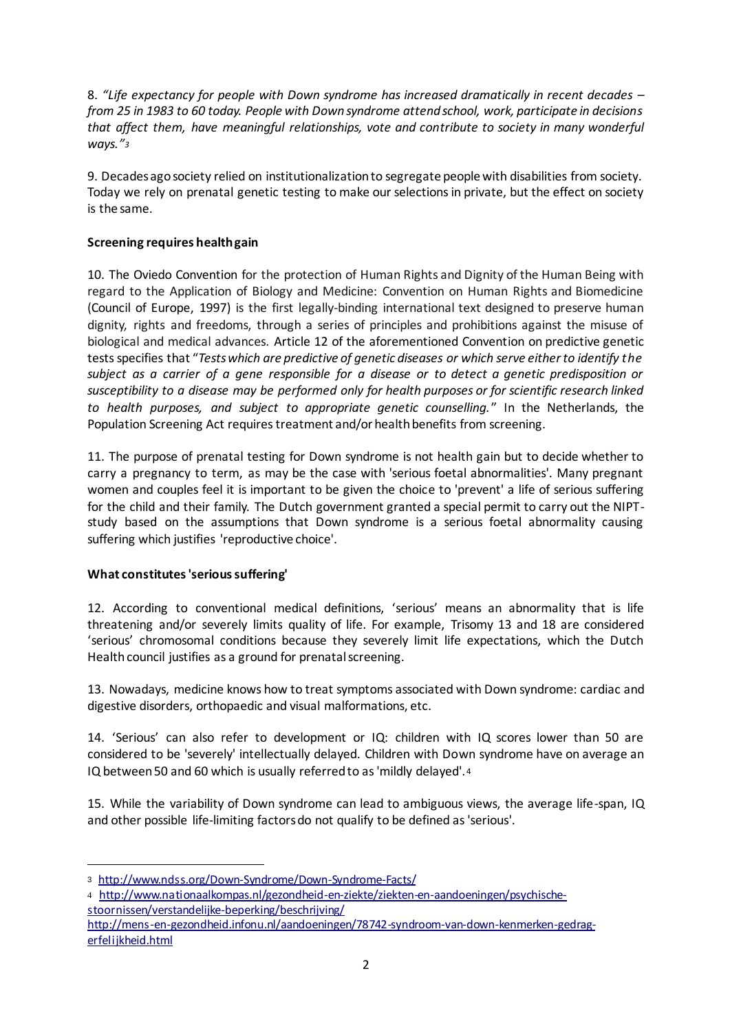8. *"Life expectancy for people with Down syndrome has increased dramatically in recent decades – from 25 in 1983 to 60 today. People with Down syndrome attend school, work, participate in decisions that affect them, have meaningful relationships, vote and contribute to society in many wonderful ways."*[3]

9. Decades ago society relied on institutionalization to segregate people with disabilities from society. Today we rely on prenatal genetic testing to make our selections in private, but the effect on society is the same.

**Screening requires health gain**

10. The Oviedo Convention for the protection of Human Rights and Dignity of the Human Being with regard to the Application of Biology and Medicine: Convention on Human Rights and Biomedicine (Council of Europe, 1997) is the first legally-binding international text designed to preserve human dignity, rights and freedoms, through a series of principles and prohibitions against the misuse of biological and medical advances. Article 12 of the aforementioned Convention on predictive genetic tests specifies that "*Tests which are predictive of genetic diseases or which serve either to identify the subject as a carrier of a gene responsible for a disease or to detect a genetic predisposition or susceptibility to a disease may be performed only for health purposes or for scientific research linked to health purposes, and subject to appropriate genetic counselling.*" In the Netherlands, the Population Screening Act requires treatment and/or health benefits from screening.

11. The purpose of prenatal testing for Down syndrome is not health gain but to decide whether to carry a pregnancy to term, as may be the case with 'serious foetal abnormalities'. Many pregnant women and couples feel it is important to be given the choice to 'prevent' a life of serious suffering for the child and their family. The Dutch government granted a special permit to carry out the NIPT-study based on the assumptions that Down syndrome is a serious foetal abnormality causing suffering which justifies 'reproductive choice'.

**What constitutes 'serious suffering'**

12. According to conventional medical definitions, 'serious' means an abnormality that is life threatening and/or severely limits quality of life. For example, Trisomy 13 and 18 are considered 'serious' chromosomal conditions because they severely limit life expectations, which the Dutch Health council justifies as a ground for prenatal screening.

13. Nowadays, medicine knows how to treat symptoms associated with Down syndrome: cardiac and digestive disorders, orthopaedic and visual malformations, etc.

14. 'Serious' can also refer to development or IQ: children with IQ scores lower than 50 are considered to be 'severely' intellectually delayed. Children with Down syndrome have on average an IQ between 50 and 60 which is usually referred to as 'mildly delayed'.[4]

15. While the variability of Down syndrome can lead to ambiguous views, the average life-span, IQ and other possible life-limiting factors do not qualify to be defined as 'serious'.

---

[3] http://www.ndss.org/Down-Syndrome/Down-Syndrome-Facts/

[4] http://www.nationaalkompas.nl/gezondheid-en-ziekte/ziekten-en-aandoeningen/psychische-stoornissen/verstandelijke-beperking/beschrijving/
http://mens-en-gezondheid.infonu.nl/aandoeningen/78742-syndroom-van-down-kenmerken-gedrag-erfelijkheid.html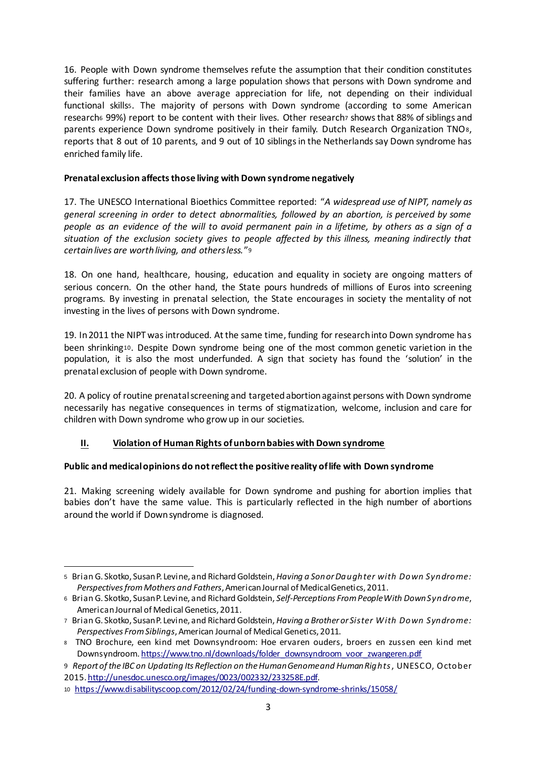16. People with Down syndrome themselves refute the assumption that their condition constitutes suffering further: research among a large population shows that persons with Down syndrome and their families have an above average appreciation for life, not depending on their individual functional skills[5]. The majority of persons with Down syndrome (according to some American research[6] 99%) report to be content with their lives. Other research[7] shows that 88% of siblings and parents experience Down syndrome positively in their family. Dutch Research Organization TNO[8], reports that 8 out of 10 parents, and 9 out of 10 siblings in the Netherlands say Down syndrome has enriched family life.

**Prenatal exclusion affects those living with Down syndrome negatively**

17. The UNESCO International Bioethics Committee reported: "*A widespread use of NIPT, namely as general screening in order to detect abnormalities, followed by an abortion, is perceived by some people as an evidence of the will to avoid permanent pain in a lifetime, by others as a sign of a situation of the exclusion society gives to people affected by this illness, meaning indirectly that certain lives are worth living, and others less.*"[9]

18. On one hand, healthcare, housing, education and equality in society are ongoing matters of serious concern. On the other hand, the State pours hundreds of millions of Euros into screening programs. By investing in prenatal selection, the State encourages in society the mentality of not investing in the lives of persons with Down syndrome.

19. In 2011 the NIPT was introduced. At the same time, funding for research into Down syndrome has been shrinking[10]. Despite Down syndrome being one of the most common genetic varietion in the population, it is also the most underfunded. A sign that society has found the 'solution' in the prenatal exclusion of people with Down syndrome.

20. A policy of routine prenatal screening and targeted abortion against persons with Down syndrome necessarily has negative consequences in terms of stigmatization, welcome, inclusion and care for children with Down syndrome who grow up in our societies.

## II. Violation of Human Rights of unborn babies with Down syndrome

**Public and medical opinions do not reflect the positive reality of life with Down syndrome**

21. Making screening widely available for Down syndrome and pushing for abortion implies that babies don't have the same value. This is particularly reflected in the high number of abortions around the world if Down syndrome is diagnosed.

---

[5] Brian G. Skotko, Susan P. Levine, and Richard Goldstein, *Having a Son or Daughter with Down Syndrome: Perspectives from Mothers and Fathers*, American Journal of Medical Genetics, 2011.

[6] Brian G. Skotko, Susan P. Levine, and Richard Goldstein, *Self-Perceptions From People With Down Syndrome*, American Journal of Medical Genetics, 2011.

[7] Brian G. Skotko, Susan P. Levine, and Richard Goldstein, *Having a Brother or Sister With Down Syndrome: Perspectives From Siblings*, American Journal of Medical Genetics, 2011.

[8] TNO Brochure, een kind met Downsyndroom: Hoe ervaren ouders, broers en zussen een kind met Downsyndroom. https://www.tno.nl/downloads/folder_downsyndroom_voor_zwangeren.pdf

[9] *Report of the IBC on Updating Its Reflection on the Human Genome and Human Rights*, UNESCO, October 2015. http://unesdoc.unesco.org/images/0023/002332/233258E.pdf.

[10] https://www.disabilityscoop.com/2012/02/24/funding-down-syndrome-shrinks/15058/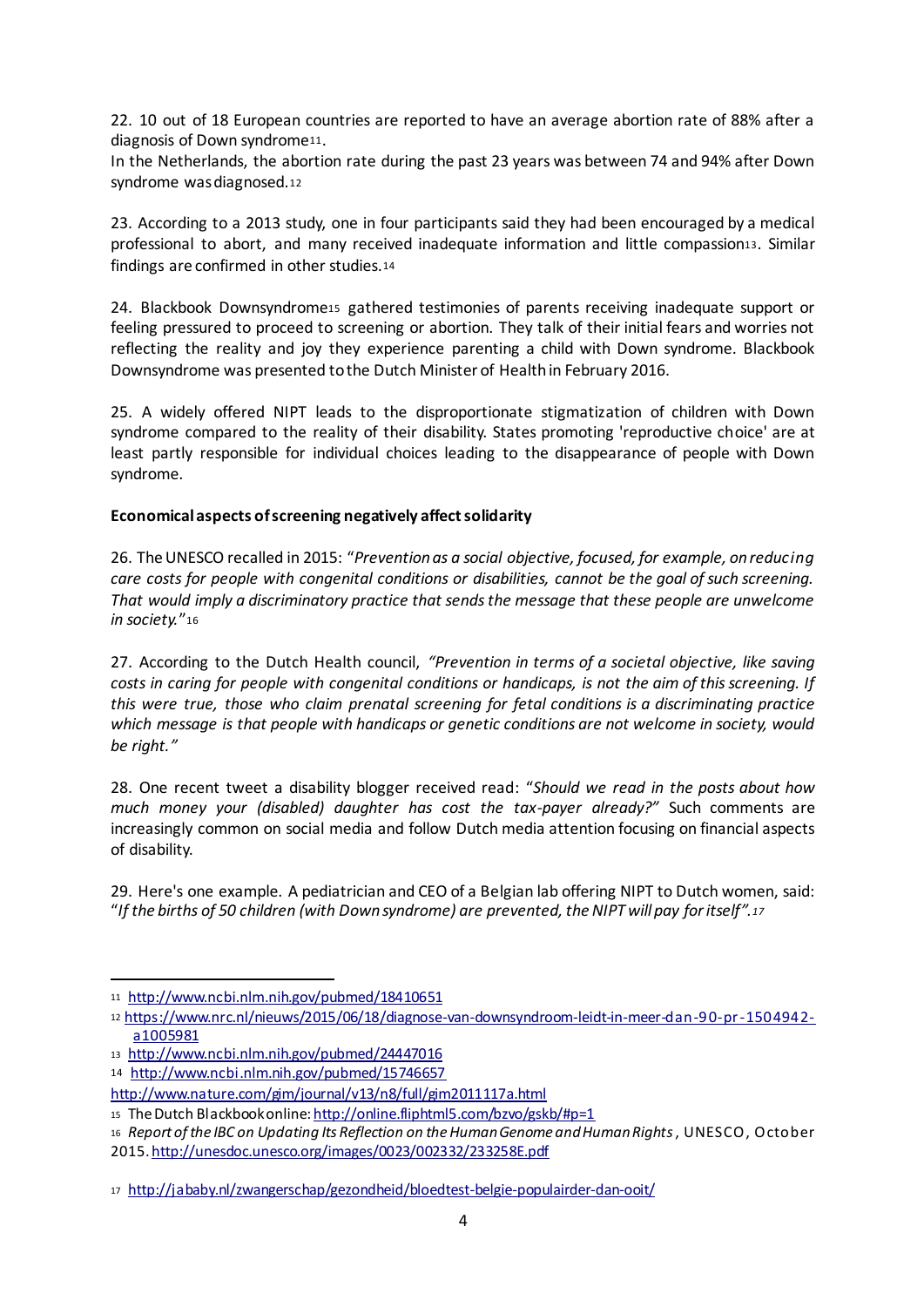22. 10 out of 18 European countries are reported to have an average abortion rate of 88% after a diagnosis of Down syndrome[11].
In the Netherlands, the abortion rate during the past 23 years was between 74 and 94% after Down syndrome was diagnosed.[12]

23. According to a 2013 study, one in four participants said they had been encouraged by a medical professional to abort, and many received inadequate information and little compassion[13]. Similar findings are confirmed in other studies.[14]

24. Blackbook Downsyndrome[15] gathered testimonies of parents receiving inadequate support or feeling pressured to proceed to screening or abortion. They talk of their initial fears and worries not reflecting the reality and joy they experience parenting a child with Down syndrome. Blackbook Downsyndrome was presented to the Dutch Minister of Health in February 2016.

25. A widely offered NIPT leads to the disproportionate stigmatization of children with Down syndrome compared to the reality of their disability. States promoting 'reproductive choice' are at least partly responsible for individual choices leading to the disappearance of people with Down syndrome.

**Economical aspects of screening negatively affect solidarity**

26. The UNESCO recalled in 2015: "*Prevention as a social objective, focused, for example, on reducing care costs for people with congenital conditions or disabilities, cannot be the goal of such screening. That would imply a discriminatory practice that sends the message that these people are unwelcome in society.*"[16]

27. According to the Dutch Health council, *"Prevention in terms of a societal objective, like saving costs in caring for people with congenital conditions or handicaps, is not the aim of this screening. If this were true, those who claim prenatal screening for fetal conditions is a discriminating practice which message is that people with handicaps or genetic conditions are not welcome in society, would be right."*

28. One recent tweet a disability blogger received read: "*Should we read in the posts about how much money your (disabled) daughter has cost the tax-payer already?"* Such comments are increasingly common on social media and follow Dutch media attention focusing on financial aspects of disability.

29. Here's one example. A pediatrician and CEO of a Belgian lab offering NIPT to Dutch women, said: "*If the births of 50 children (with Down syndrome) are prevented, the NIPT will pay for itself".[17]*

---

[11] http://www.ncbi.nlm.nih.gov/pubmed/18410651

[12] https://www.nrc.nl/nieuws/2015/06/18/diagnose-van-downsyndroom-leidt-in-meer-dan-90-pr-1504942-a1005981

[13] http://www.ncbi.nlm.nih.gov/pubmed/24447016

[14] http://www.ncbi.nlm.nih.gov/pubmed/15746657
http://www.nature.com/gim/journal/v13/n8/full/gim2011117a.html

[15] The Dutch Blackbook online: http://online.fliphtml5.com/bzvo/gskb/#p=1

[16] *Report of the IBC on Updating Its Reflection on the Human Genome and Human Rights*, UNESCO, October 2015. http://unesdoc.unesco.org/images/0023/002332/233258E.pdf

[17] http://jababy.nl/zwangerschap/gezondheid/bloedtest-belgie-populairder-dan-ooit/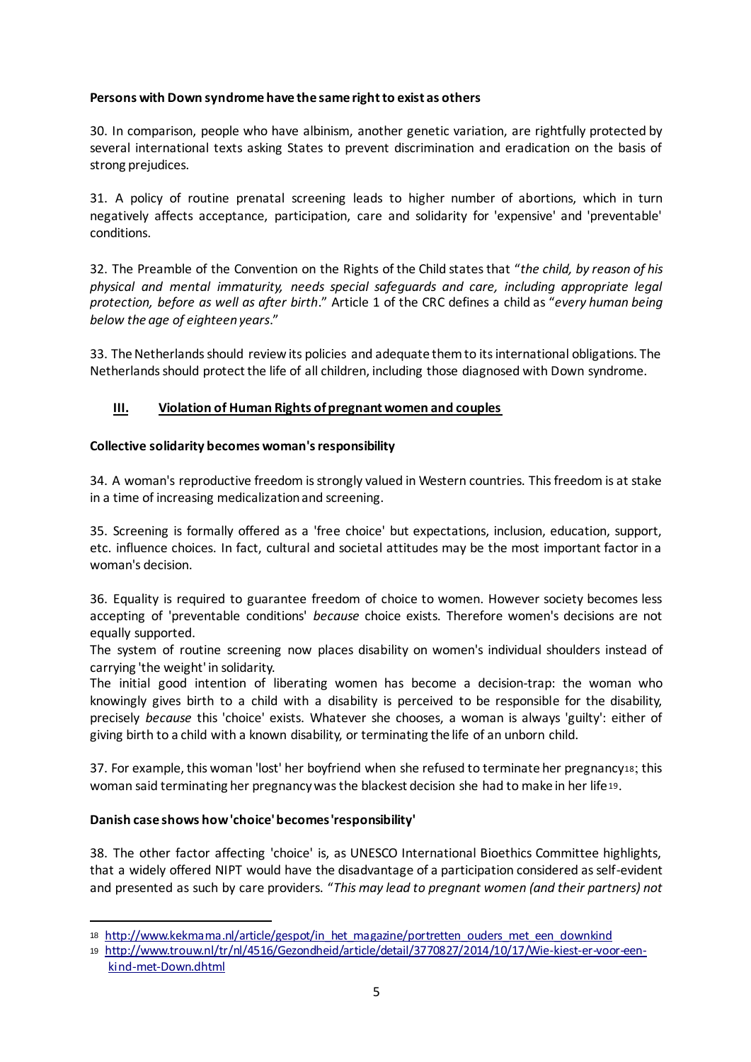**Persons with Down syndrome have the same right to exist as others**

30. In comparison, people who have albinism, another genetic variation, are rightfully protected by several international texts asking States to prevent discrimination and eradication on the basis of strong prejudices.

31. A policy of routine prenatal screening leads to higher number of abortions, which in turn negatively affects acceptance, participation, care and solidarity for 'expensive' and 'preventable' conditions.

32. The Preamble of the Convention on the Rights of the Child states that "*the child, by reason of his physical and mental immaturity, needs special safeguards and care, including appropriate legal protection, before as well as after birth*." Article 1 of the CRC defines a child as "*every human being below the age of eighteen years*."

33. The Netherlands should review its policies and adequate them to its international obligations. The Netherlands should protect the life of all children, including those diagnosed with Down syndrome.

## III. Violation of Human Rights of pregnant women and couples

**Collective solidarity becomes woman's responsibility**

34. A woman's reproductive freedom is strongly valued in Western countries. This freedom is at stake in a time of increasing medicalization and screening.

35. Screening is formally offered as a 'free choice' but expectations, inclusion, education, support, etc. influence choices. In fact, cultural and societal attitudes may be the most important factor in a woman's decision.

36. Equality is required to guarantee freedom of choice to women. However society becomes less accepting of 'preventable conditions' *because* choice exists. Therefore women's decisions are not equally supported.
The system of routine screening now places disability on women's individual shoulders instead of carrying 'the weight' in solidarity.
The initial good intention of liberating women has become a decision-trap: the woman who knowingly gives birth to a child with a disability is perceived to be responsible for the disability, precisely *because* this 'choice' exists. Whatever she chooses, a woman is always 'guilty': either of giving birth to a child with a known disability, or terminating the life of an unborn child.

37. For example, this woman 'lost' her boyfriend when she refused to terminate her pregnancy[18]; this woman said terminating her pregnancy was the blackest decision she had to make in her life[19].

**Danish case shows how 'choice' becomes 'responsibility'**

38. The other factor affecting 'choice' is, as UNESCO International Bioethics Committee highlights, that a widely offered NIPT would have the disadvantage of a participation considered as self-evident and presented as such by care providers. "*This may lead to pregnant women (and their partners) not*

---

[18] http://www.kekmama.nl/article/gespot/in_het_magazine/portretten_ouders_met_een_downkind

[19] http://www.trouw.nl/tr/nl/4516/Gezondheid/article/detail/3770827/2014/10/17/Wie-kiest-er-voor-een-kind-met-Down.dhtml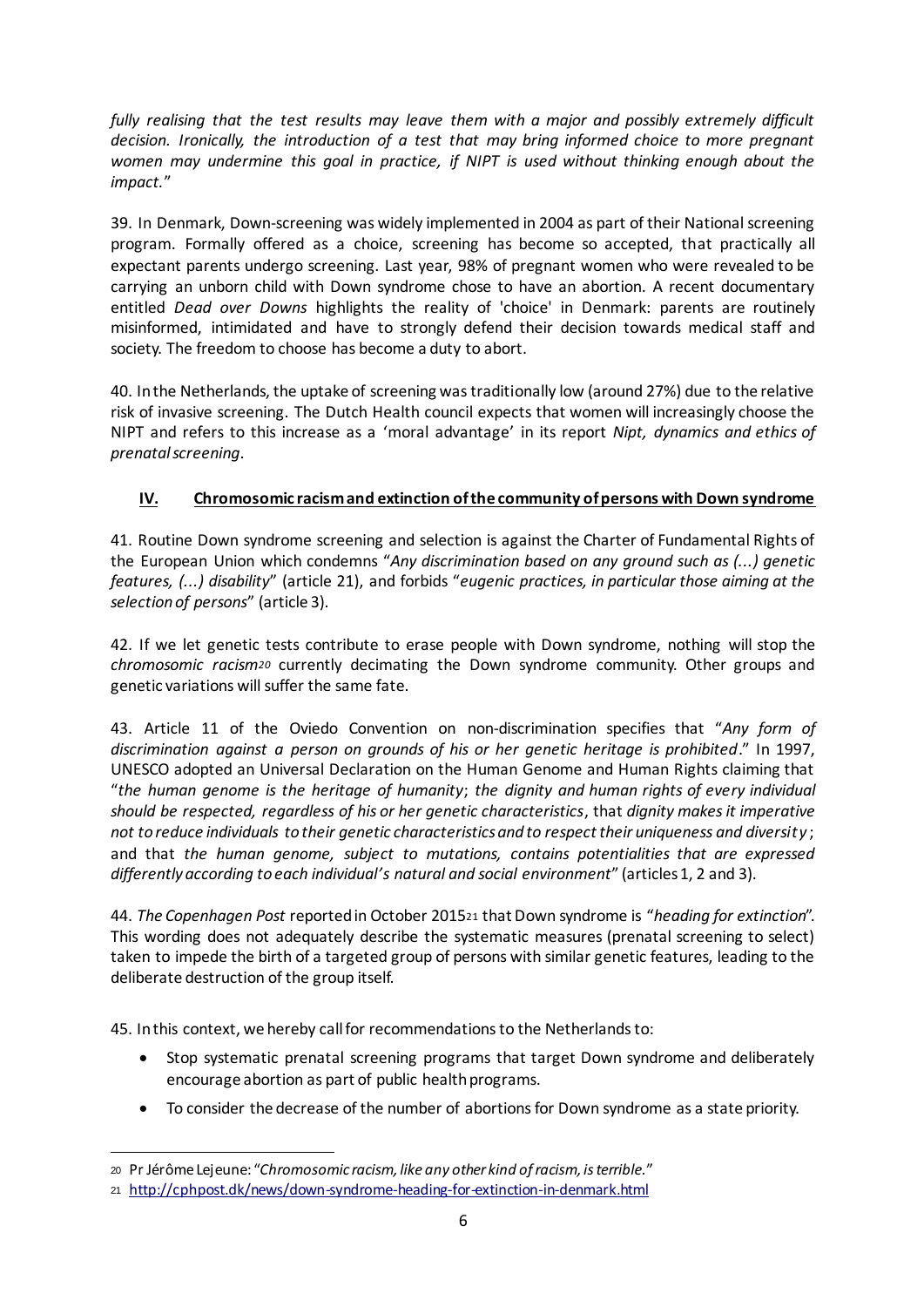*fully realising that the test results may leave them with a major and possibly extremely difficult decision. Ironically, the introduction of a test that may bring informed choice to more pregnant women may undermine this goal in practice, if NIPT is used without thinking enough about the impact.*"

39. In Denmark, Down-screening was widely implemented in 2004 as part of their National screening program. Formally offered as a choice, screening has become so accepted, that practically all expectant parents undergo screening. Last year, 98% of pregnant women who were revealed to be carrying an unborn child with Down syndrome chose to have an abortion. A recent documentary entitled *Dead over Downs* highlights the reality of 'choice' in Denmark: parents are routinely misinformed, intimidated and have to strongly defend their decision towards medical staff and society. The freedom to choose has become a duty to abort.

40. In the Netherlands, the uptake of screening was traditionally low (around 27%) due to the relative risk of invasive screening. The Dutch Health council expects that women will increasingly choose the NIPT and refers to this increase as a 'moral advantage' in its report *Nipt, dynamics and ethics of prenatal screening*.

## IV. Chromosomic racism and extinction of the community of persons with Down syndrome

41. Routine Down syndrome screening and selection is against the Charter of Fundamental Rights of the European Union which condemns "*Any discrimination based on any ground such as (...) genetic features, (...) disability*" (article 21), and forbids "*eugenic practices, in particular those aiming at the selection of persons*" (article 3).

42. If we let genetic tests contribute to erase people with Down syndrome, nothing will stop the *chromosomic racism*[20] currently decimating the Down syndrome community. Other groups and genetic variations will suffer the same fate.

43. Article 11 of the Oviedo Convention on non-discrimination specifies that "*Any form of discrimination against a person on grounds of his or her genetic heritage is prohibited*." In 1997, UNESCO adopted an Universal Declaration on the Human Genome and Human Rights claiming that "*the human genome is the heritage of humanity*; *the dignity and human rights of every individual should be respected, regardless of his or her genetic characteristics*, that *dignity makes it imperative not to reduce individuals to their genetic characteristics and to respect their uniqueness and diversity*; and that *the human genome, subject to mutations, contains potentialities that are expressed differently according to each individual's natural and social environment*" (articles 1, 2 and 3).

44. *The Copenhagen Post* reported in October 2015[21] that Down syndrome is "*heading for extinction*". This wording does not adequately describe the systematic measures (prenatal screening to select) taken to impede the birth of a targeted group of persons with similar genetic features, leading to the deliberate destruction of the group itself.

45. In this context, we hereby call for recommendations to the Netherlands to:

- Stop systematic prenatal screening programs that target Down syndrome and deliberately encourage abortion as part of public health programs.
- To consider the decrease of the number of abortions for Down syndrome as a state priority.

---

[20] Pr Jérôme Lejeune: "*Chromosomic racism, like any other kind of racism, is terrible.*"

[21] http://cphpost.dk/news/down-syndrome-heading-for-extinction-in-denmark.html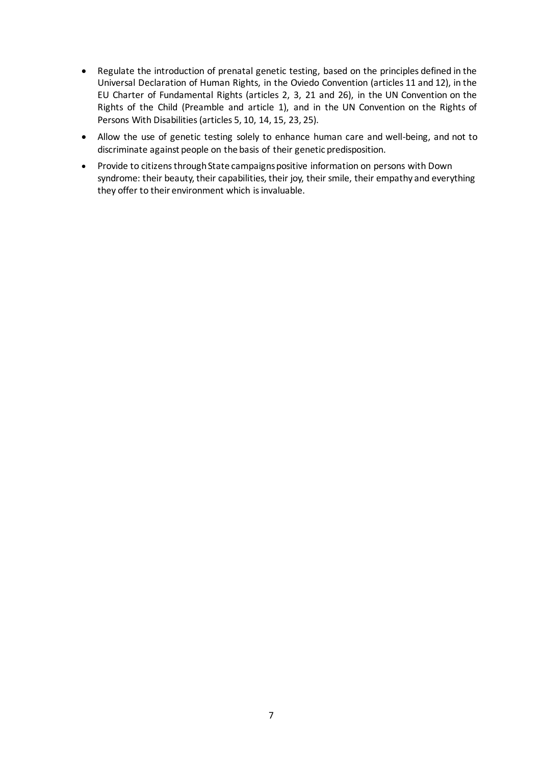- Regulate the introduction of prenatal genetic testing, based on the principles defined in the Universal Declaration of Human Rights, in the Oviedo Convention (articles 11 and 12), in the EU Charter of Fundamental Rights (articles 2, 3, 21 and 26), in the UN Convention on the Rights of the Child (Preamble and article 1), and in the UN Convention on the Rights of Persons With Disabilities (articles 5, 10, 14, 15, 23, 25).
- Allow the use of genetic testing solely to enhance human care and well-being, and not to discriminate against people on the basis of their genetic predisposition.
- Provide to citizens through State campaigns positive information on persons with Down syndrome: their beauty, their capabilities, their joy, their smile, their empathy and everything they offer to their environment which is invaluable.